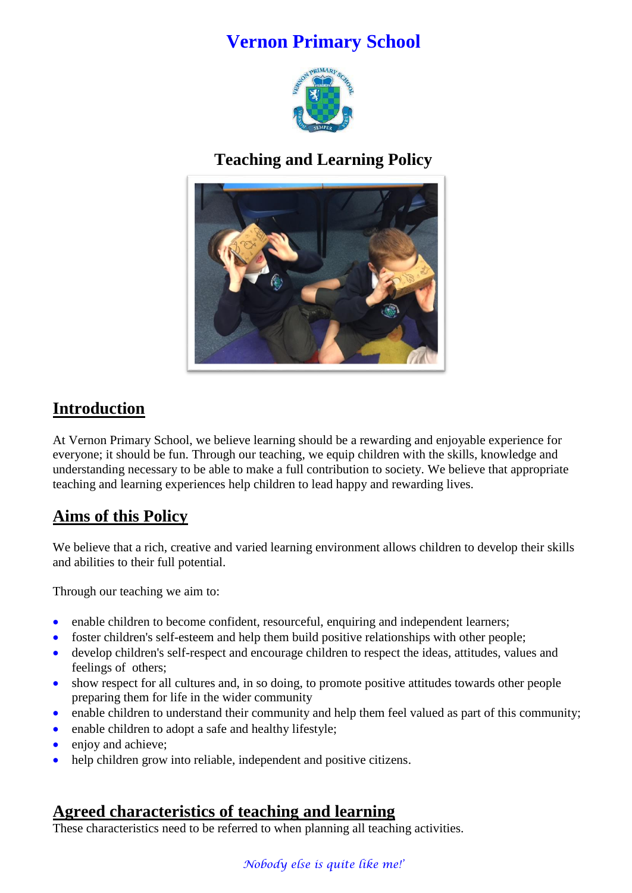# Vernon Primary School

## Teaching and Learning Policy

## Introduction

At Vernon Primary School, we believe learning should be a rewarding and enjoyable experience for everyone; it should be fun. Through our teaching, we equip children with the skills, knowledge and understanding necessary to be able to make a full contribution to society. We believe that appropriate teaching and learning experiences help children to lead happy and rewarding lives.

## Aims of this Policy

We believe that a rich, creative and varied learning environment allows children to develop their skills and abilities to their full potential.

Through our teaching we aim to:

- enable children to become confident, resourceful, enquiring and independent learners;
- foster children's self-esteem and help them build positive relationships with other people;
- develop children's self-respect and encourage children to respect the ideas, attitudes, values and feelings of others;
- show respect for all cultures and, in so doing, to promote positive attitudes towards other people preparing them for life in the wider community
- enable children to understand their community and help them feel valued as part of this community;
- enable children to adopt a safe and healthy lifestyle;
- enjoy and achieve;
- help children grow into reliable, independent and positive citizens.

## Agreed characteristics of teaching and learning

These characteristics need to be referred to when planning all teaching activities.

*Nobody else is quite like me!'*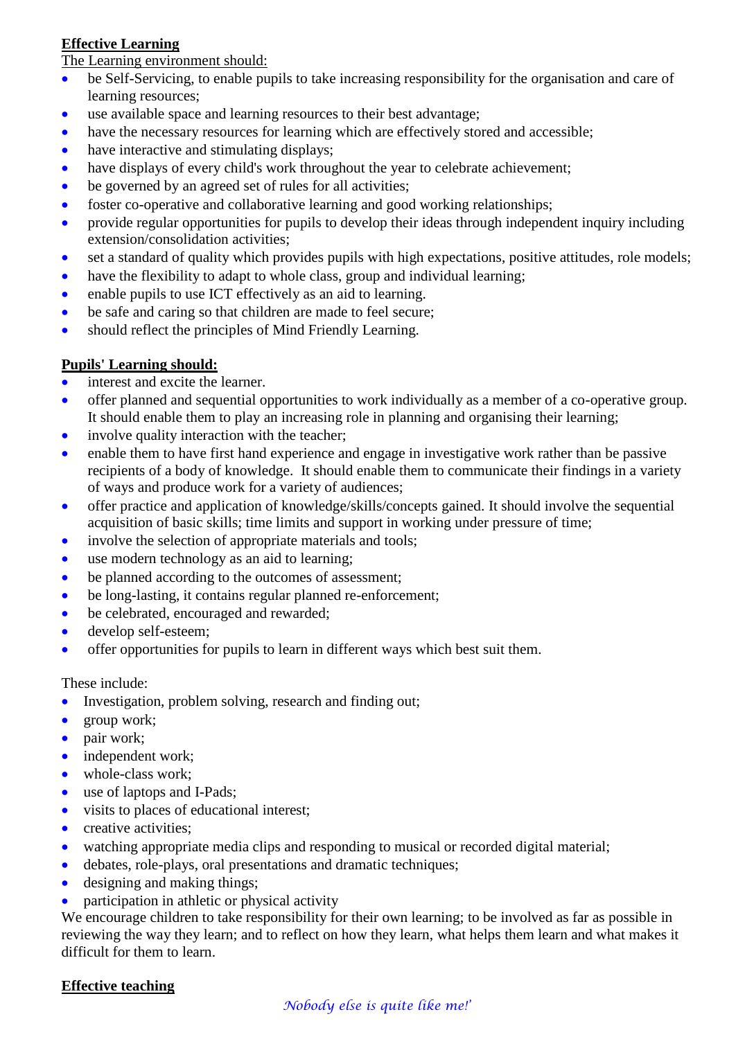**Effective Learning**

The Learning environment should:

- be Self-Servicing, to enable pupils to take increasing responsibility for the organisation and care of learning resources;
- use available space and learning resources to their best advantage;
- have the necessary resources for learning which are effectively stored and accessible;
- have interactive and stimulating displays;
- have displays of every child's work throughout the year to celebrate achievement;
- be governed by an agreed set of rules for all activities;
- foster co-operative and collaborative learning and good working relationships;
- provide regular opportunities for pupils to develop their ideas through independent inquiry including extension/consolidation activities;
- set a standard of quality which provides pupils with high expectations, positive attitudes, role models;
- have the flexibility to adapt to whole class, group and individual learning;
- enable pupils to use ICT effectively as an aid to learning.
- be safe and caring so that children are made to feel secure;
- should reflect the principles of Mind Friendly Learning.

**Pupils' Learning should:**

- interest and excite the learner.
- offer planned and sequential opportunities to work individually as a member of a co-operative group. It should enable them to play an increasing role in planning and organising their learning;
- involve quality interaction with the teacher;
- enable them to have first hand experience and engage in investigative work rather than be passive recipients of a body of knowledge. It should enable them to communicate their findings in a variety of ways and produce work for a variety of audiences;
- offer practice and application of knowledge/skills/concepts gained. It should involve the sequential acquisition of basic skills; time limits and support in working under pressure of time;
- involve the selection of appropriate materials and tools;
- use modern technology as an aid to learning;
- be planned according to the outcomes of assessment;
- be long-lasting, it contains regular planned re-enforcement;
- be celebrated, encouraged and rewarded;
- develop self-esteem;
- offer opportunities for pupils to learn in different ways which best suit them.

These include:

- Investigation, problem solving, research and finding out;
- group work;
- pair work;
- independent work;
- whole-class work;
- use of laptops and I-Pads;
- visits to places of educational interest;
- creative activities;
- watching appropriate media clips and responding to musical or recorded digital material;
- debates, role-plays, oral presentations and dramatic techniques;
- designing and making things;
- participation in athletic or physical activity

We encourage children to take responsibility for their own learning; to be involved as far as possible in reviewing the way they learn; and to reflect on how they learn, what helps them learn and what makes it difficult for them to learn.

**Effective teaching**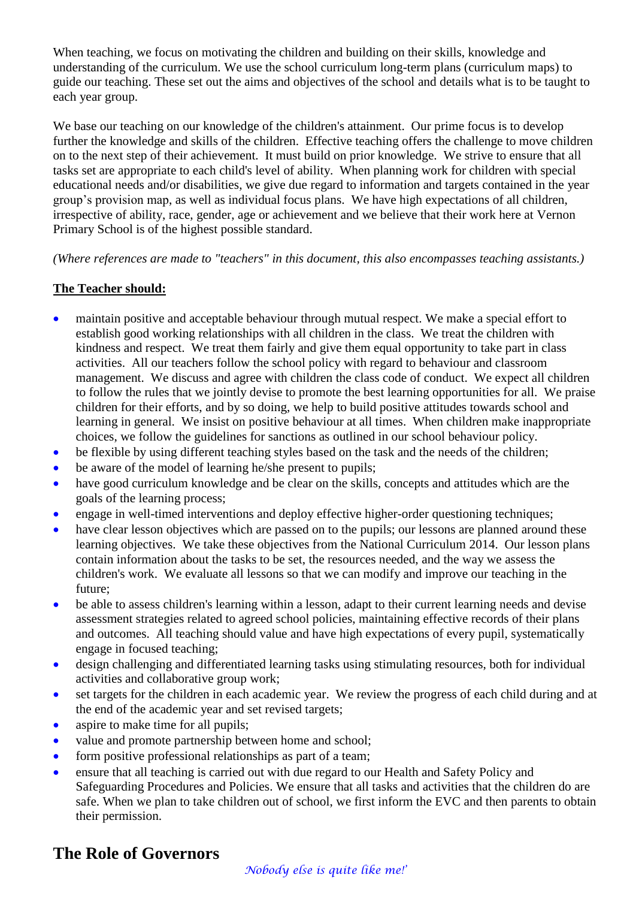When teaching, we focus on motivating the children and building on their skills, knowledge and understanding of the curriculum. We use the school curriculum long-term plans (curriculum maps) to guide our teaching. These set out the aims and objectives of the school and details what is to be taught to each year group.

We base our teaching on our knowledge of the children's attainment. Our prime focus is to develop further the knowledge and skills of the children. Effective teaching offers the challenge to move children on to the next step of their achievement. It must build on prior knowledge. We strive to ensure that all tasks set are appropriate to each child's level of ability. When planning work for children with special educational needs and/or disabilities, we give due regard to information and targets contained in the year group's provision map, as well as individual focus plans. We have high expectations of all children, irrespective of ability, race, gender, age or achievement and we believe that their work here at Vernon Primary School is of the highest possible standard.

*(Where references are made to "teachers" in this document, this also encompasses teaching assistants.)*

**The Teacher should:**

- maintain positive and acceptable behaviour through mutual respect. We make a special effort to establish good working relationships with all children in the class. We treat the children with kindness and respect. We treat them fairly and give them equal opportunity to take part in class activities. All our teachers follow the school policy with regard to behaviour and classroom management. We discuss and agree with children the class code of conduct. We expect all children to follow the rules that we jointly devise to promote the best learning opportunities for all. We praise children for their efforts, and by so doing, we help to build positive attitudes towards school and learning in general. We insist on positive behaviour at all times. When children make inappropriate choices, we follow the guidelines for sanctions as outlined in our school behaviour policy.
- be flexible by using different teaching styles based on the task and the needs of the children;
- be aware of the model of learning he/she present to pupils;
- have good curriculum knowledge and be clear on the skills, concepts and attitudes which are the goals of the learning process;
- engage in well-timed interventions and deploy effective higher-order questioning techniques;
- have clear lesson objectives which are passed on to the pupils; our lessons are planned around these learning objectives. We take these objectives from the National Curriculum 2014. Our lesson plans contain information about the tasks to be set, the resources needed, and the way we assess the children's work. We evaluate all lessons so that we can modify and improve our teaching in the future;
- be able to assess children's learning within a lesson, adapt to their current learning needs and devise assessment strategies related to agreed school policies, maintaining effective records of their plans and outcomes. All teaching should value and have high expectations of every pupil, systematically engage in focused teaching;
- design challenging and differentiated learning tasks using stimulating resources, both for individual activities and collaborative group work;
- set targets for the children in each academic year. We review the progress of each child during and at the end of the academic year and set revised targets;
- aspire to make time for all pupils;
- value and promote partnership between home and school;
- form positive professional relationships as part of a team;
- ensure that all teaching is carried out with due regard to our Health and Safety Policy and Safeguarding Procedures and Policies. We ensure that all tasks and activities that the children do are safe. When we plan to take children out of school, we first inform the EVC and then parents to obtain their permission.

## The Role of Governors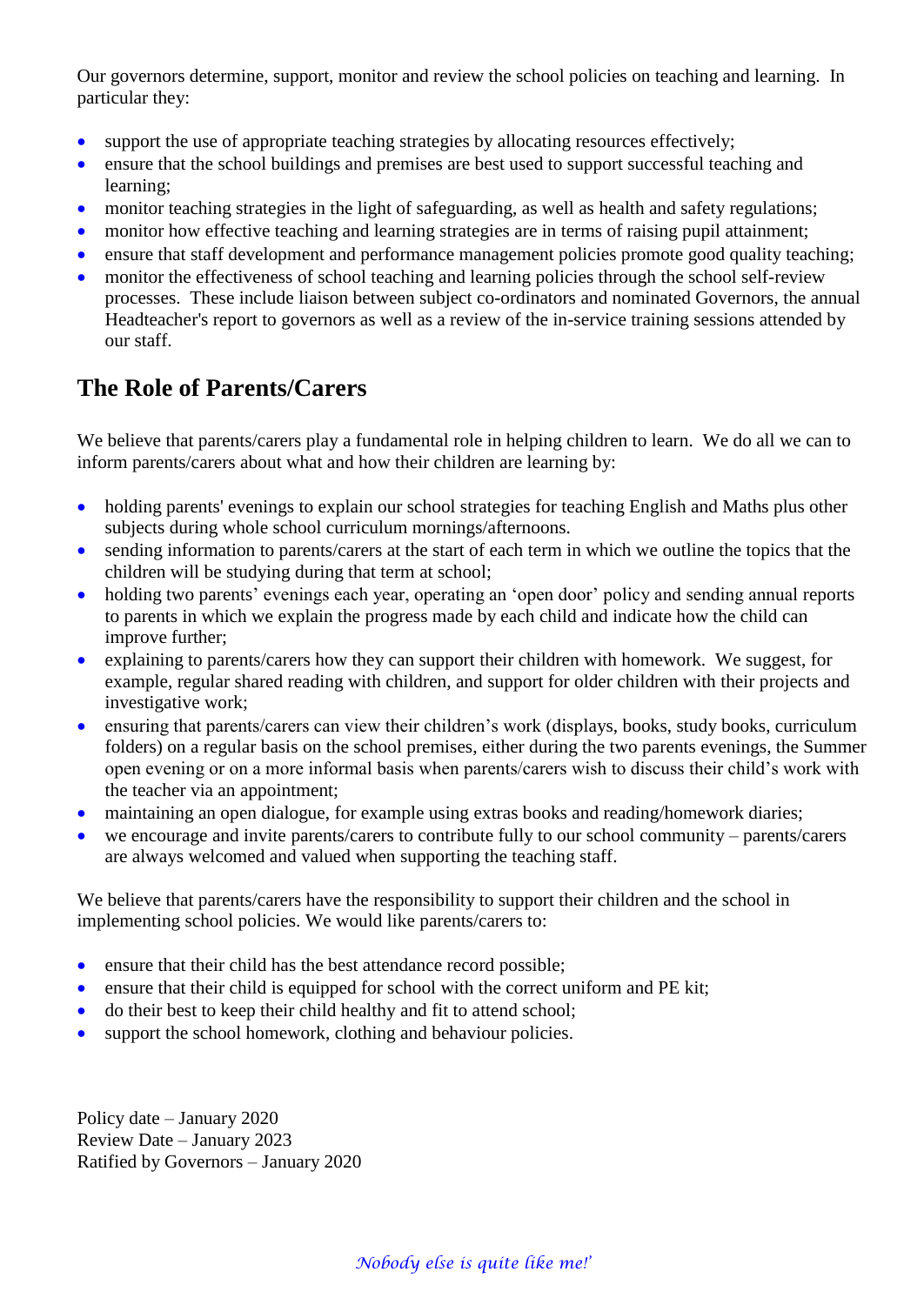Our governors determine, support, monitor and review the school policies on teaching and learning. In particular they:

- support the use of appropriate teaching strategies by allocating resources effectively;
- ensure that the school buildings and premises are best used to support successful teaching and learning;
- monitor teaching strategies in the light of safeguarding, as well as health and safety regulations;
- monitor how effective teaching and learning strategies are in terms of raising pupil attainment;
- ensure that staff development and performance management policies promote good quality teaching;
- monitor the effectiveness of school teaching and learning policies through the school self-review processes. These include liaison between subject co-ordinators and nominated Governors, the annual Headteacher's report to governors as well as a review of the in-service training sessions attended by our staff.

## The Role of Parents/Carers

We believe that parents/carers play a fundamental role in helping children to learn. We do all we can to inform parents/carers about what and how their children are learning by:

- holding parents' evenings to explain our school strategies for teaching English and Maths plus other subjects during whole school curriculum mornings/afternoons.
- sending information to parents/carers at the start of each term in which we outline the topics that the children will be studying during that term at school;
- holding two parents' evenings each year, operating an 'open door' policy and sending annual reports to parents in which we explain the progress made by each child and indicate how the child can improve further;
- explaining to parents/carers how they can support their children with homework. We suggest, for example, regular shared reading with children, and support for older children with their projects and investigative work;
- ensuring that parents/carers can view their children's work (displays, books, study books, curriculum folders) on a regular basis on the school premises, either during the two parents evenings, the Summer open evening or on a more informal basis when parents/carers wish to discuss their child's work with the teacher via an appointment;
- maintaining an open dialogue, for example using extras books and reading/homework diaries;
- we encourage and invite parents/carers to contribute fully to our school community – parents/carers are always welcomed and valued when supporting the teaching staff.

We believe that parents/carers have the responsibility to support their children and the school in implementing school policies. We would like parents/carers to:

- ensure that their child has the best attendance record possible;
- ensure that their child is equipped for school with the correct uniform and PE kit;
- do their best to keep their child healthy and fit to attend school;
- support the school homework, clothing and behaviour policies.

Policy date – January 2020
Review Date – January 2023
Ratified by Governors – January 2020